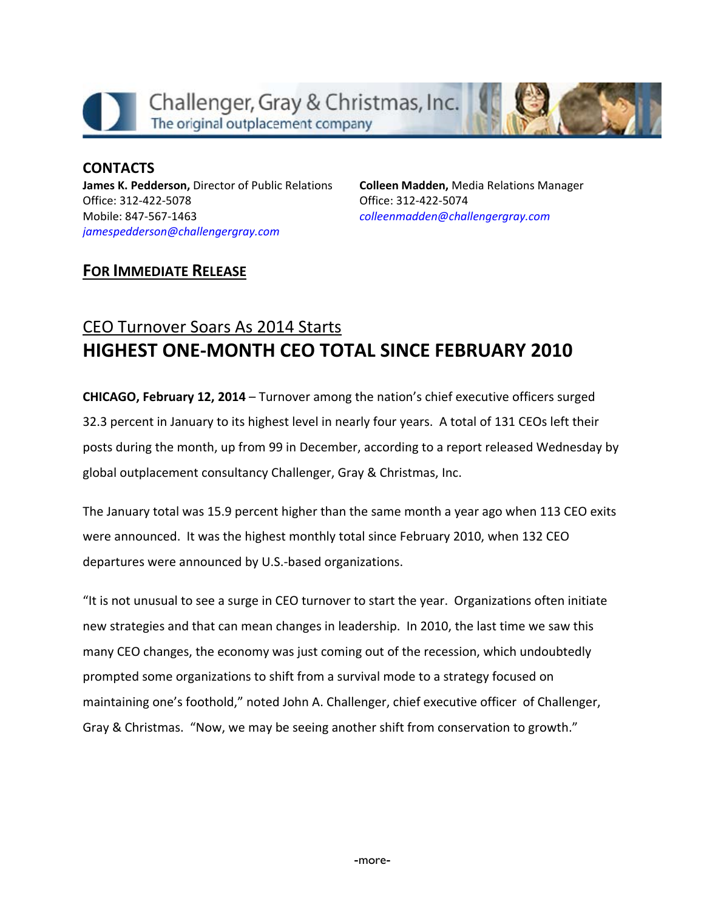Challenger, Gray & Christmas, Inc.
The original outplacement company

**CONTACTS**

**James K. Pedderson,** Director of Public Relations
Office: 312-422-5078
Mobile: 847-567-1463
*jamespedderson@challengergray.com*

**Colleen Madden,** Media Relations Manager
Office: 312-422-5074
*colleenmadden@challengergray.com*

**FOR IMMEDIATE RELEASE**

## CEO Turnover Soars As 2014 Starts

# HIGHEST ONE-MONTH CEO TOTAL SINCE FEBRUARY 2010

**CHICAGO, February 12, 2014** – Turnover among the nation's chief executive officers surged 32.3 percent in January to its highest level in nearly four years. A total of 131 CEOs left their posts during the month, up from 99 in December, according to a report released Wednesday by global outplacement consultancy Challenger, Gray & Christmas, Inc.

The January total was 15.9 percent higher than the same month a year ago when 113 CEO exits were announced. It was the highest monthly total since February 2010, when 132 CEO departures were announced by U.S.-based organizations.

"It is not unusual to see a surge in CEO turnover to start the year. Organizations often initiate new strategies and that can mean changes in leadership. In 2010, the last time we saw this many CEO changes, the economy was just coming out of the recession, which undoubtedly prompted some organizations to shift from a survival mode to a strategy focused on maintaining one's foothold," noted John A. Challenger, chief executive officer of Challenger, Gray & Christmas. "Now, we may be seeing another shift from conservation to growth."

-more-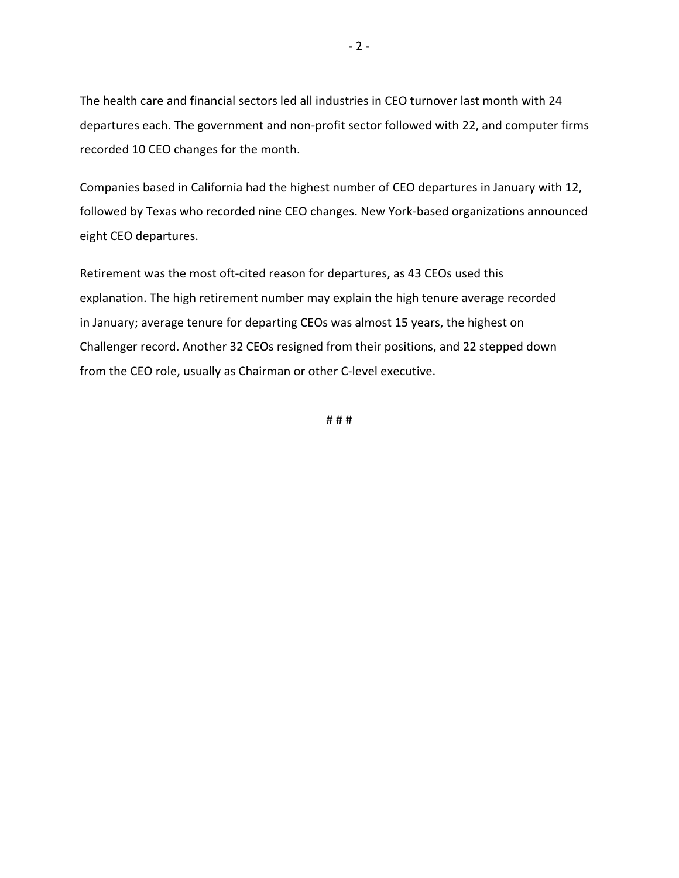The health care and financial sectors led all industries in CEO turnover last month with 24 departures each. The government and non-profit sector followed with 22, and computer firms recorded 10 CEO changes for the month.

Companies based in California had the highest number of CEO departures in January with 12, followed by Texas who recorded nine CEO changes. New York-based organizations announced eight CEO departures.

Retirement was the most oft-cited reason for departures, as 43 CEOs used this explanation. The high retirement number may explain the high tenure average recorded in January; average tenure for departing CEOs was almost 15 years, the highest on Challenger record. Another 32 CEOs resigned from their positions, and 22 stepped down from the CEO role, usually as Chairman or other C-level executive.

# # #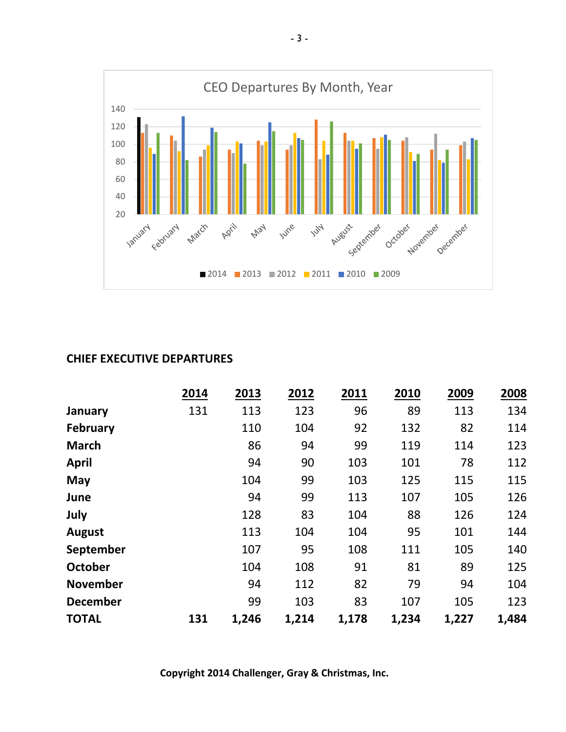CEO Departures By Month, Year

## CHIEF EXECUTIVE DEPARTURES

| | 2014 | 2013 | 2012 | 2011 | 2010 | 2009 | 2008 |
|---|---|---|---|---|---|---|---|
| **January** | 131 | 113 | 123 | 96 | 89 | 113 | 134 |
| **February** | | 110 | 104 | 92 | 132 | 82 | 114 |
| **March** | | 86 | 94 | 99 | 119 | 114 | 123 |
| **April** | | 94 | 90 | 103 | 101 | 78 | 112 |
| **May** | | 104 | 99 | 103 | 125 | 115 | 115 |
| **June** | | 94 | 99 | 113 | 107 | 105 | 126 |
| **July** | | 128 | 83 | 104 | 88 | 126 | 124 |
| **August** | | 113 | 104 | 104 | 95 | 101 | 144 |
| **September** | | 107 | 95 | 108 | 111 | 105 | 140 |
| **October** | | 104 | 108 | 91 | 81 | 89 | 125 |
| **November** | | 94 | 112 | 82 | 79 | 94 | 104 |
| **December** | | 99 | 103 | 83 | 107 | 105 | 123 |
| **TOTAL** | **131** | **1,246** | **1,214** | **1,178** | **1,234** | **1,227** | **1,484** |

**Copyright 2014 Challenger, Gray & Christmas, Inc.**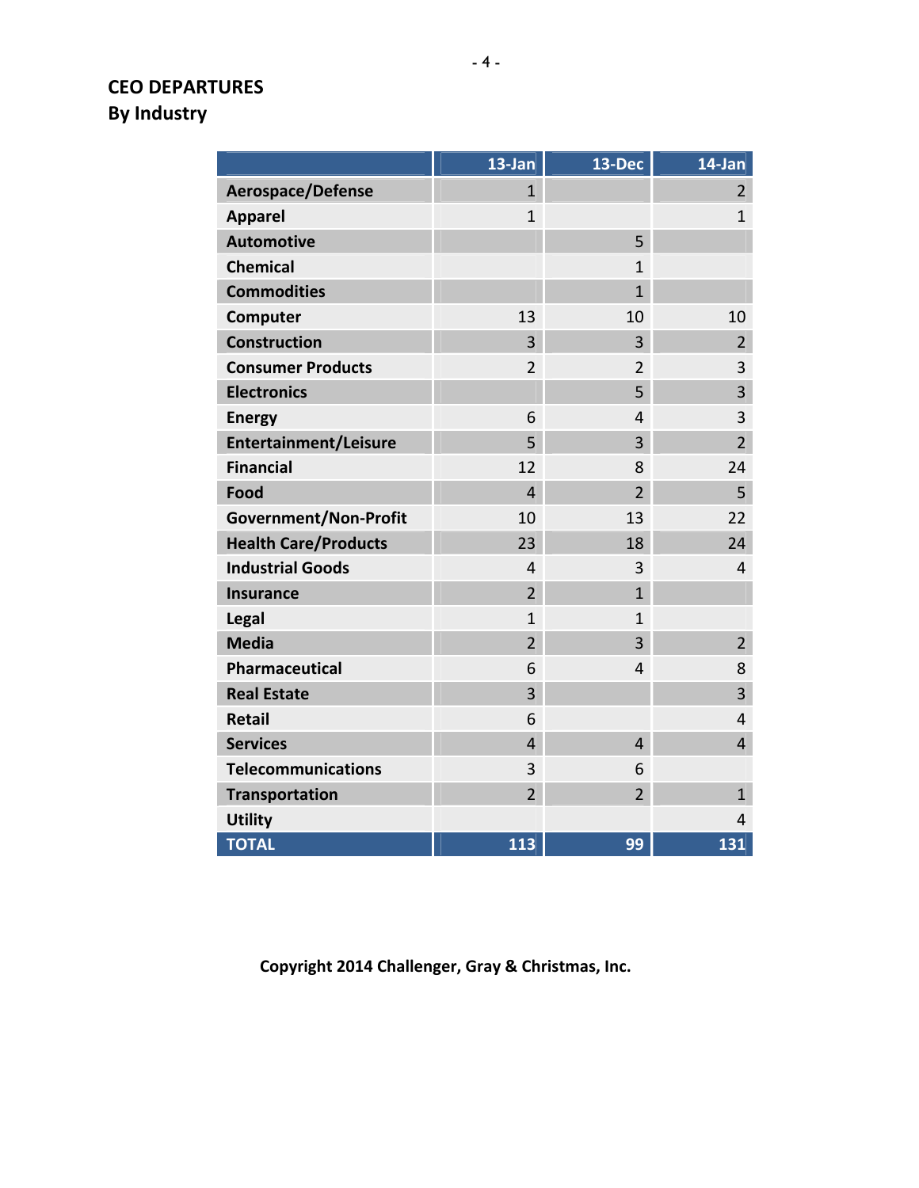# CEO DEPARTURES
## By Industry

| | 13-Jan | 13-Dec | 14-Jan |
|---|---|---|---|
| Aerospace/Defense | 1 | | 2 |
| Apparel | 1 | | 1 |
| Automotive | | 5 | |
| Chemical | | 1 | |
| Commodities | | 1 | |
| Computer | 13 | 10 | 10 |
| Construction | 3 | 3 | 2 |
| Consumer Products | 2 | 2 | 3 |
| Electronics | | 5 | 3 |
| Energy | 6 | 4 | 3 |
| Entertainment/Leisure | 5 | 3 | 2 |
| Financial | 12 | 8 | 24 |
| Food | 4 | 2 | 5 |
| Government/Non-Profit | 10 | 13 | 22 |
| Health Care/Products | 23 | 18 | 24 |
| Industrial Goods | 4 | 3 | 4 |
| Insurance | 2 | 1 | |
| Legal | 1 | 1 | |
| Media | 2 | 3 | 2 |
| Pharmaceutical | 6 | 4 | 8 |
| Real Estate | 3 | | 3 |
| Retail | 6 | | 4 |
| Services | 4 | 4 | 4 |
| Telecommunications | 3 | 6 | |
| Transportation | 2 | 2 | 1 |
| Utility | | | 4 |
| TOTAL | 113 | 99 | 131 |

**Copyright 2014 Challenger, Gray & Christmas, Inc.**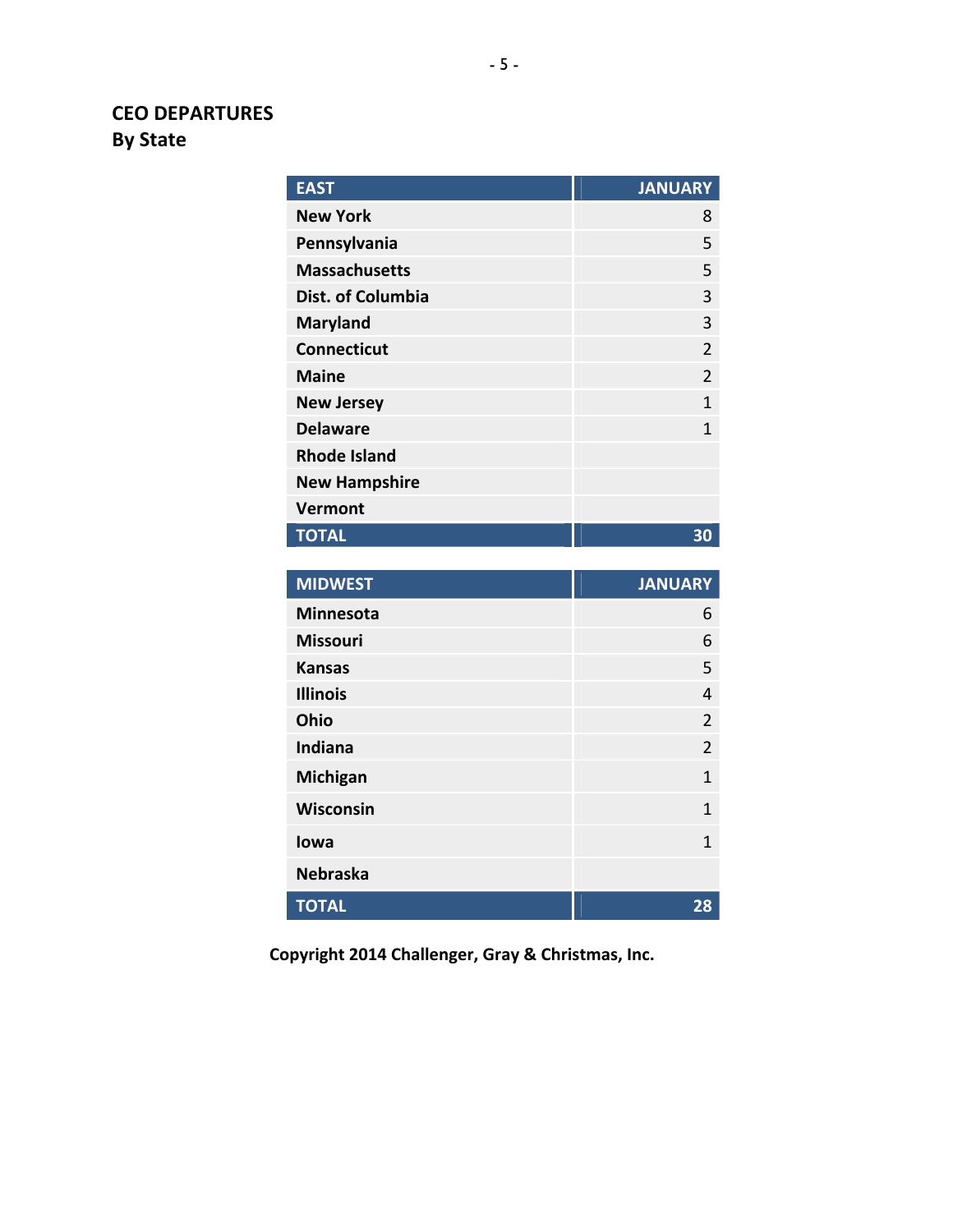## CEO DEPARTURES
## By State

| EAST | JANUARY |
|---|---|
| New York | 8 |
| Pennsylvania | 5 |
| Massachusetts | 5 |
| Dist. of Columbia | 3 |
| Maryland | 3 |
| Connecticut | 2 |
| Maine | 2 |
| New Jersey | 1 |
| Delaware | 1 |
| Rhode Island | |
| New Hampshire | |
| Vermont | |
| **TOTAL** | **30** |

| MIDWEST | JANUARY |
|---|---|
| Minnesota | 6 |
| Missouri | 6 |
| Kansas | 5 |
| Illinois | 4 |
| Ohio | 2 |
| Indiana | 2 |
| Michigan | 1 |
| Wisconsin | 1 |
| Iowa | 1 |
| Nebraska | |
| **TOTAL** | **28** |

**Copyright 2014 Challenger, Gray & Christmas, Inc.**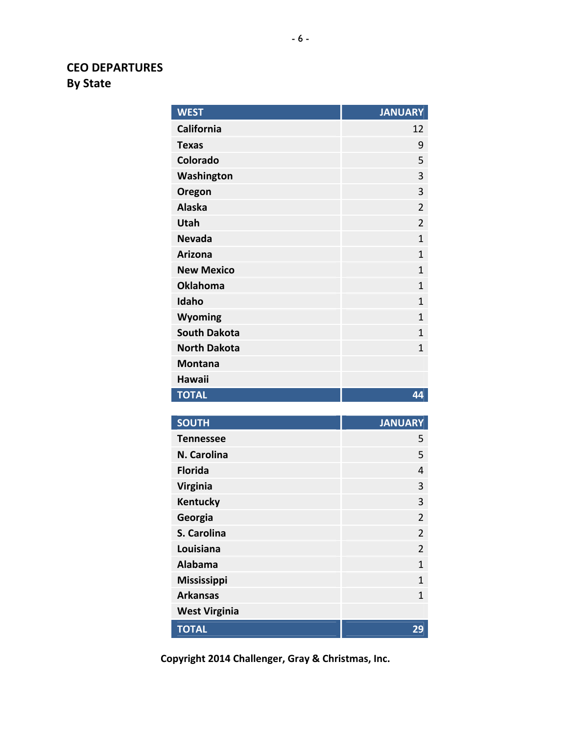## CEO DEPARTURES
## By State

| WEST | JANUARY |
|---|---|
| California | 12 |
| Texas | 9 |
| Colorado | 5 |
| Washington | 3 |
| Oregon | 3 |
| Alaska | 2 |
| Utah | 2 |
| Nevada | 1 |
| Arizona | 1 |
| New Mexico | 1 |
| Oklahoma | 1 |
| Idaho | 1 |
| Wyoming | 1 |
| South Dakota | 1 |
| North Dakota | 1 |
| Montana | |
| Hawaii | |
| TOTAL | 44 |

| SOUTH | JANUARY |
|---|---|
| Tennessee | 5 |
| N. Carolina | 5 |
| Florida | 4 |
| Virginia | 3 |
| Kentucky | 3 |
| Georgia | 2 |
| S. Carolina | 2 |
| Louisiana | 2 |
| Alabama | 1 |
| Mississippi | 1 |
| Arkansas | 1 |
| West Virginia | |
| TOTAL | 29 |

**Copyright 2014 Challenger, Gray & Christmas, Inc.**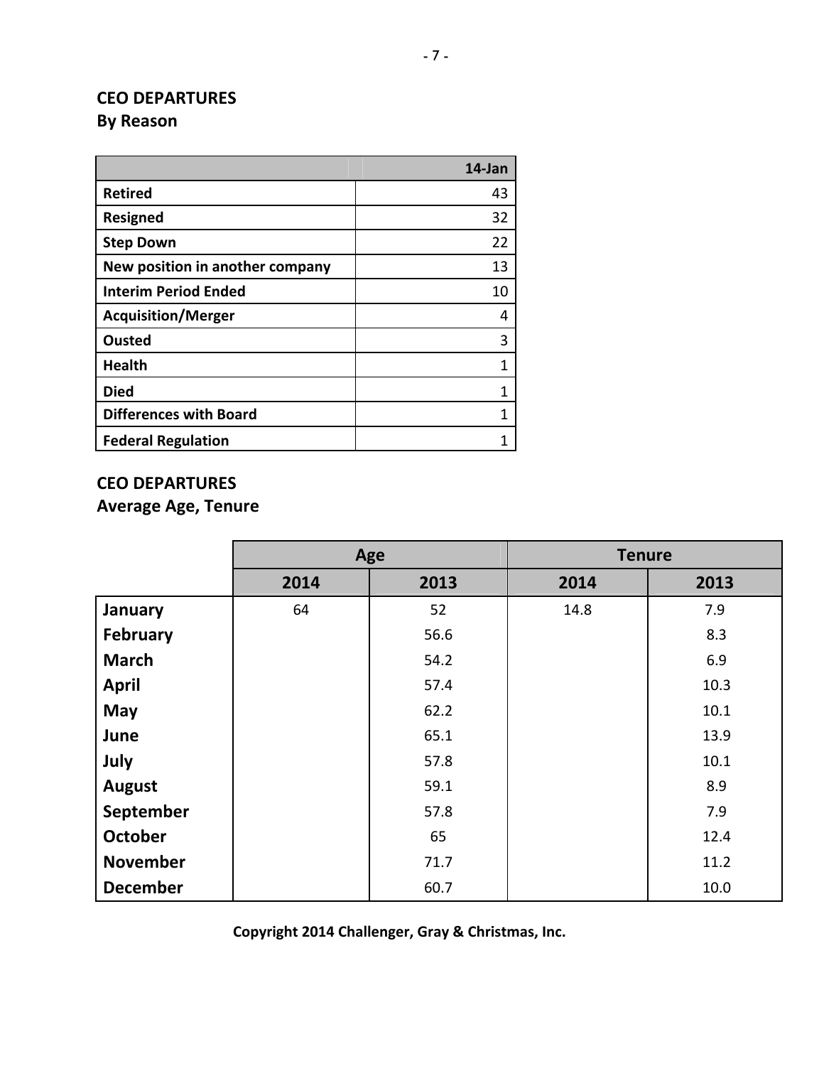## CEO DEPARTURES
### By Reason

| | 14-Jan |
|---|---|
| **Retired** | 43 |
| **Resigned** | 32 |
| **Step Down** | 22 |
| **New position in another company** | 13 |
| **Interim Period Ended** | 10 |
| **Acquisition/Merger** | 4 |
| **Ousted** | 3 |
| **Health** | 1 |
| **Died** | 1 |
| **Differences with Board** | 1 |
| **Federal Regulation** | 1 |

## CEO DEPARTURES
### Average Age, Tenure

| | Age | | Tenure | |
|---|---|---|---|---|
| | **2014** | **2013** | **2014** | **2013** |
| **January** | 64 | 52 | 14.8 | 7.9 |
| **February** | | 56.6 | | 8.3 |
| **March** | | 54.2 | | 6.9 |
| **April** | | 57.4 | | 10.3 |
| **May** | | 62.2 | | 10.1 |
| **June** | | 65.1 | | 13.9 |
| **July** | | 57.8 | | 10.1 |
| **August** | | 59.1 | | 8.9 |
| **September** | | 57.8 | | 7.9 |
| **October** | | 65 | | 12.4 |
| **November** | | 71.7 | | 11.2 |
| **December** | | 60.7 | | 10.0 |

**Copyright 2014 Challenger, Gray & Christmas, Inc.**